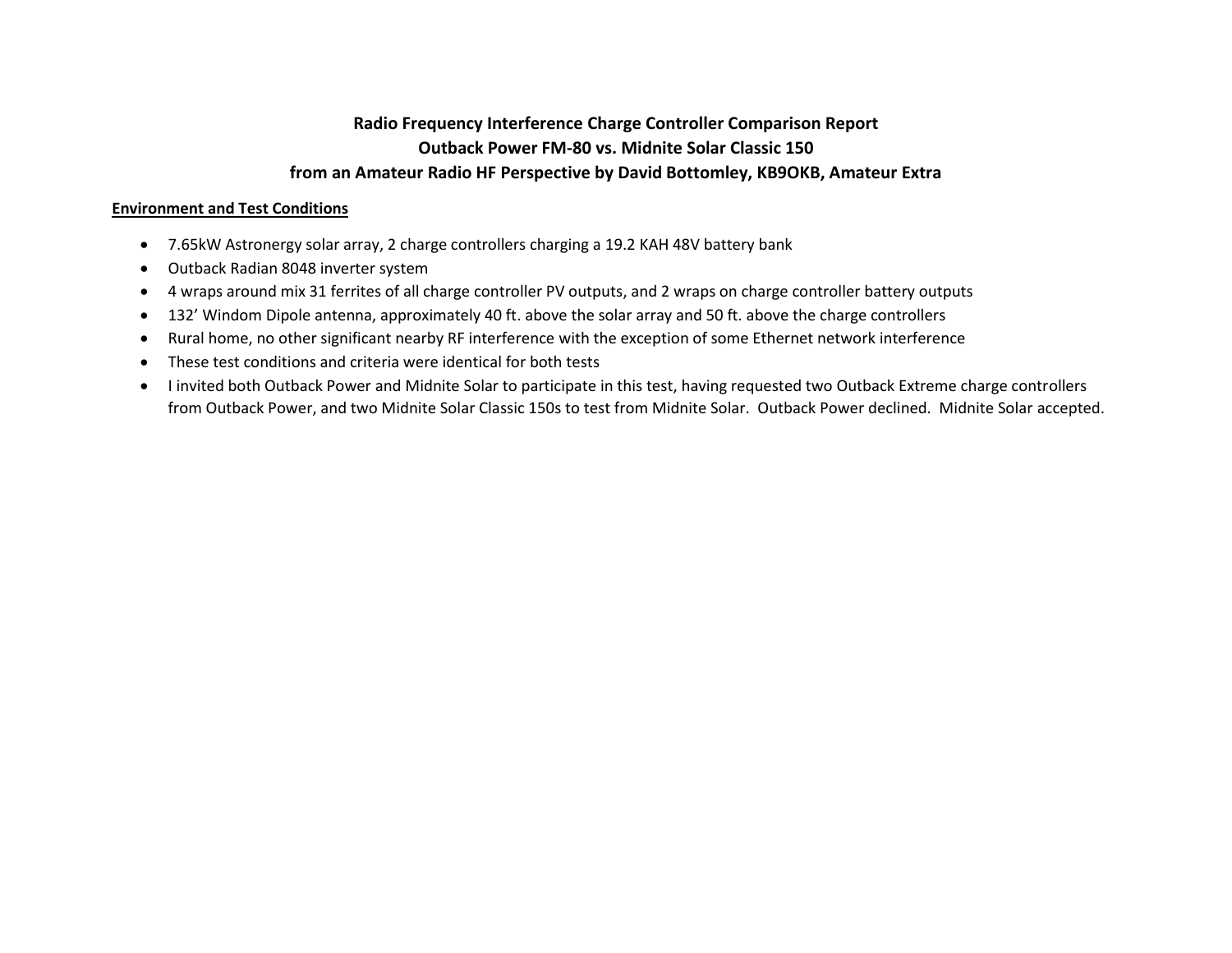# Radio Frequency Interference Charge Controller Comparison Report
# Outback Power FM-80 vs. Midnite Solar Classic 150
# from an Amateur Radio HF Perspective by David Bottomley, KB9OKB, Amateur Extra

## Environment and Test Conditions

- 7.65kW Astronergy solar array, 2 charge controllers charging a 19.2 KAH 48V battery bank
- Outback Radian 8048 inverter system
- 4 wraps around mix 31 ferrites of all charge controller PV outputs, and 2 wraps on charge controller battery outputs
- 132' Windom Dipole antenna, approximately 40 ft. above the solar array and 50 ft. above the charge controllers
- Rural home, no other significant nearby RF interference with the exception of some Ethernet network interference
- These test conditions and criteria were identical for both tests
- I invited both Outback Power and Midnite Solar to participate in this test, having requested two Outback Extreme charge controllers from Outback Power, and two Midnite Solar Classic 150s to test from Midnite Solar. Outback Power declined. Midnite Solar accepted.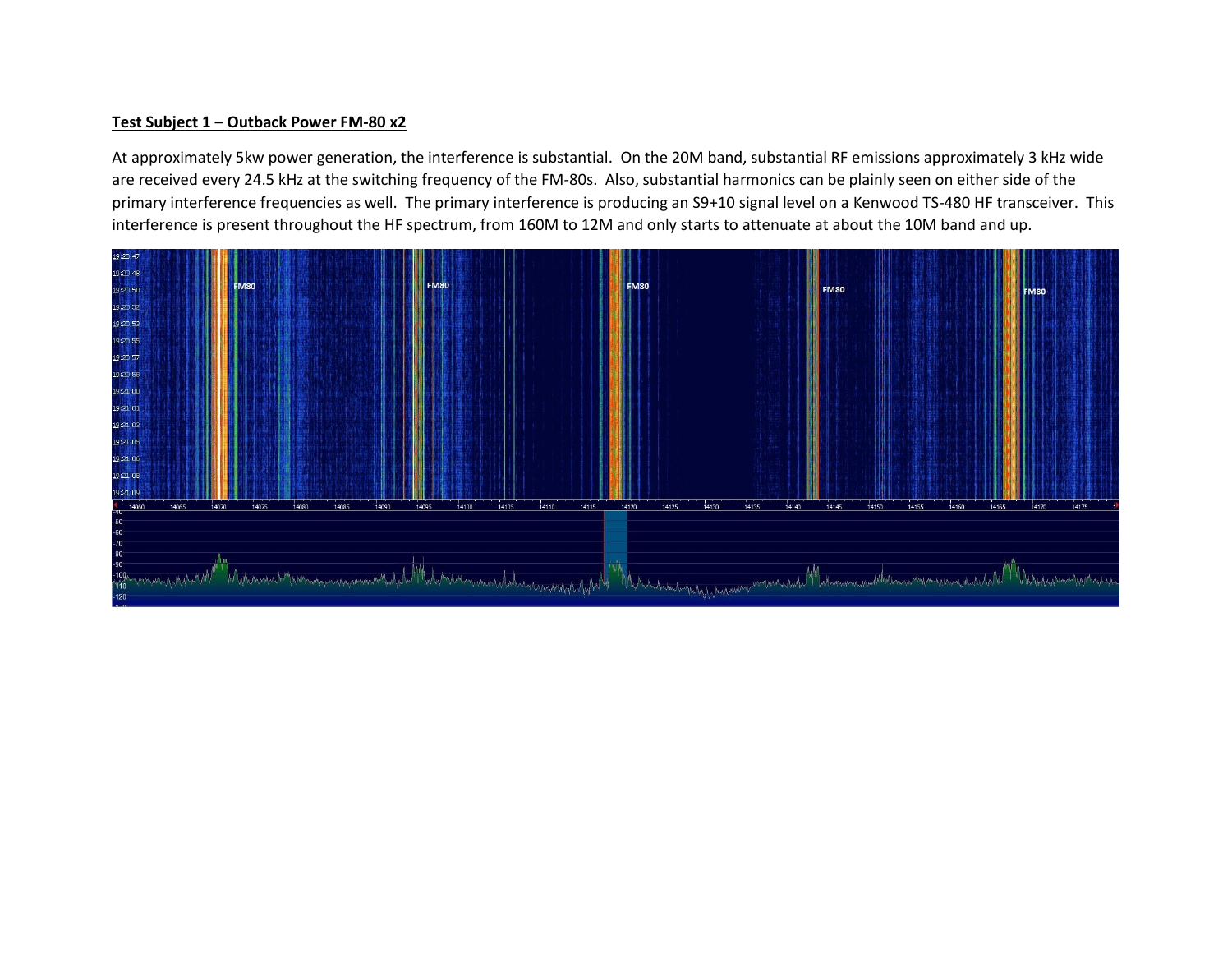**Test Subject 1 – Outback Power FM-80 x2**

At approximately 5kw power generation, the interference is substantial. On the 20M band, substantial RF emissions approximately 3 kHz wide are received every 24.5 kHz at the switching frequency of the FM-80s. Also, substantial harmonics can be plainly seen on either side of the primary interference frequencies as well. The primary interference is producing an S9+10 signal level on a Kenwood TS-480 HF transceiver. This interference is present throughout the HF spectrum, from 160M to 12M and only starts to attenuate at about the 10M band and up.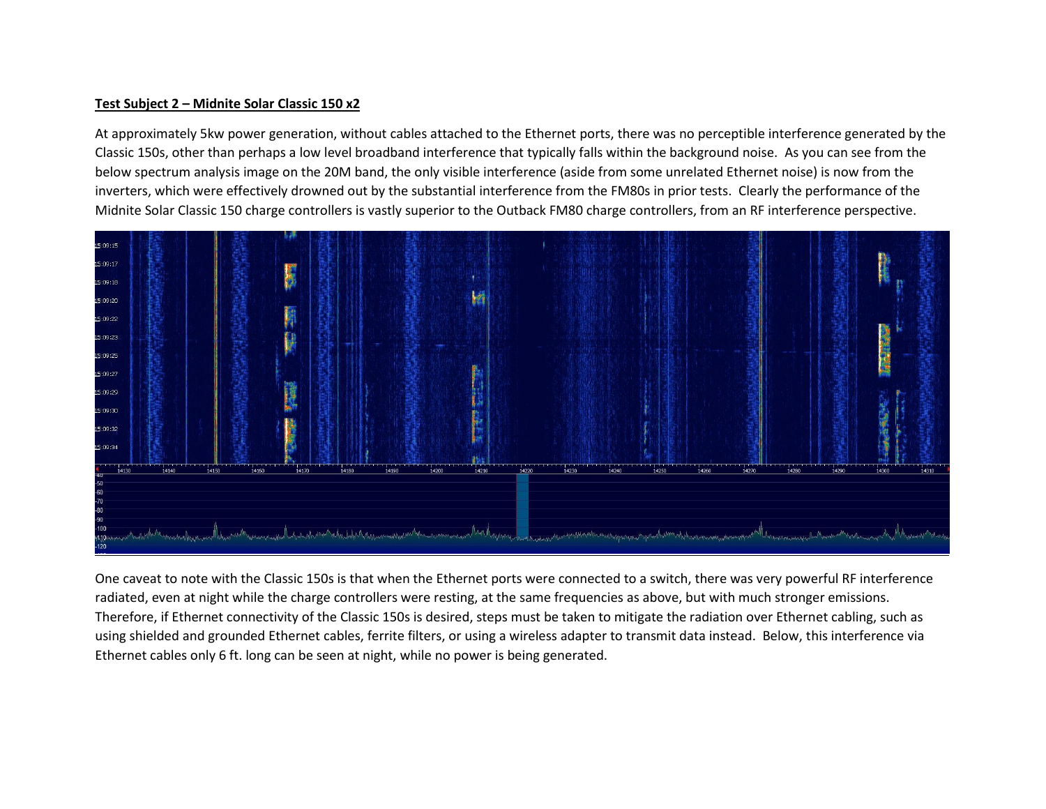**Test Subject 2 – Midnite Solar Classic 150 x2**

At approximately 5kw power generation, without cables attached to the Ethernet ports, there was no perceptible interference generated by the Classic 150s, other than perhaps a low level broadband interference that typically falls within the background noise. As you can see from the below spectrum analysis image on the 20M band, the only visible interference (aside from some unrelated Ethernet noise) is now from the inverters, which were effectively drowned out by the substantial interference from the FM80s in prior tests. Clearly the performance of the Midnite Solar Classic 150 charge controllers is vastly superior to the Outback FM80 charge controllers, from an RF interference perspective.

One caveat to note with the Classic 150s is that when the Ethernet ports were connected to a switch, there was very powerful RF interference radiated, even at night while the charge controllers were resting, at the same frequencies as above, but with much stronger emissions. Therefore, if Ethernet connectivity of the Classic 150s is desired, steps must be taken to mitigate the radiation over Ethernet cabling, such as using shielded and grounded Ethernet cables, ferrite filters, or using a wireless adapter to transmit data instead. Below, this interference via Ethernet cables only 6 ft. long can be seen at night, while no power is being generated.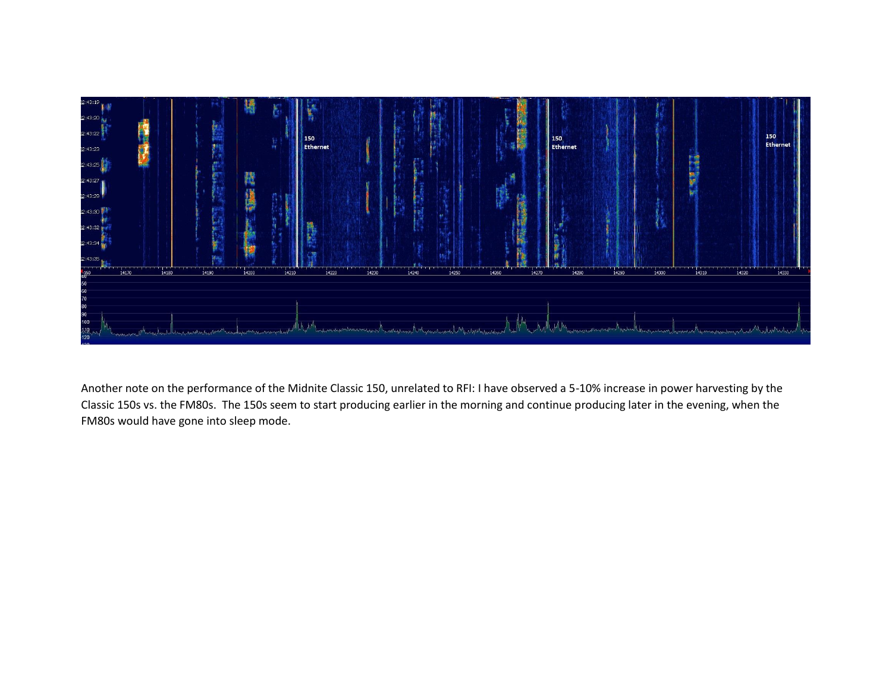150
Ethernet

150
Ethernet

150
Ethernet

Another note on the performance of the Midnite Classic 150, unrelated to RFI: I have observed a 5-10% increase in power harvesting by the Classic 150s vs. the FM80s. The 150s seem to start producing earlier in the morning and continue producing later in the evening, when the FM80s would have gone into sleep mode.